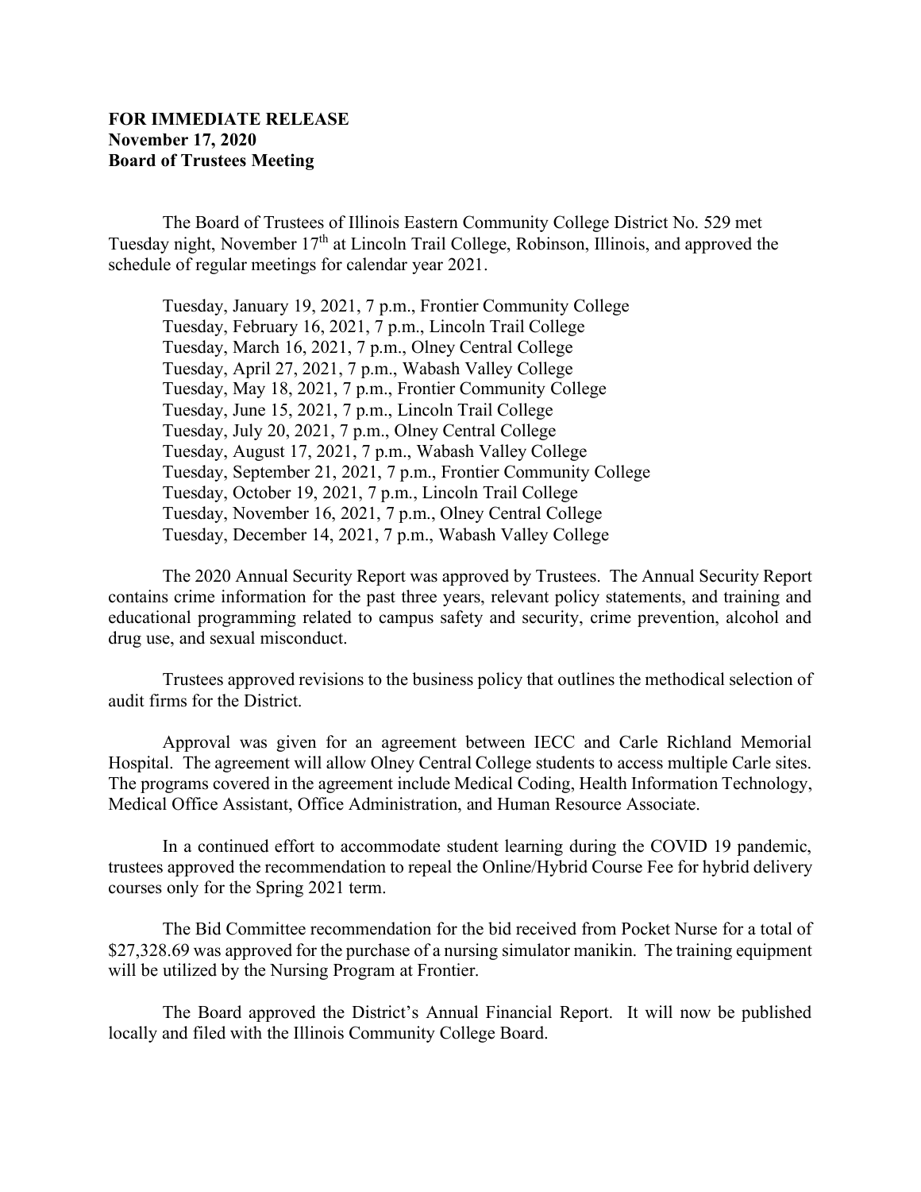**FOR IMMEDIATE RELEASE**
**November 17, 2020**
**Board of Trustees Meeting**

The Board of Trustees of Illinois Eastern Community College District No. 529 met Tuesday night, November 17th at Lincoln Trail College, Robinson, Illinois, and approved the schedule of regular meetings for calendar year 2021.

Tuesday, January 19, 2021, 7 p.m., Frontier Community College
Tuesday, February 16, 2021, 7 p.m., Lincoln Trail College
Tuesday, March 16, 2021, 7 p.m., Olney Central College
Tuesday, April 27, 2021, 7 p.m., Wabash Valley College
Tuesday, May 18, 2021, 7 p.m., Frontier Community College
Tuesday, June 15, 2021, 7 p.m., Lincoln Trail College
Tuesday, July 20, 2021, 7 p.m., Olney Central College
Tuesday, August 17, 2021, 7 p.m., Wabash Valley College
Tuesday, September 21, 2021, 7 p.m., Frontier Community College
Tuesday, October 19, 2021, 7 p.m., Lincoln Trail College
Tuesday, November 16, 2021, 7 p.m., Olney Central College
Tuesday, December 14, 2021, 7 p.m., Wabash Valley College

The 2020 Annual Security Report was approved by Trustees. The Annual Security Report contains crime information for the past three years, relevant policy statements, and training and educational programming related to campus safety and security, crime prevention, alcohol and drug use, and sexual misconduct.

Trustees approved revisions to the business policy that outlines the methodical selection of audit firms for the District.

Approval was given for an agreement between IECC and Carle Richland Memorial Hospital. The agreement will allow Olney Central College students to access multiple Carle sites. The programs covered in the agreement include Medical Coding, Health Information Technology, Medical Office Assistant, Office Administration, and Human Resource Associate.

In a continued effort to accommodate student learning during the COVID 19 pandemic, trustees approved the recommendation to repeal the Online/Hybrid Course Fee for hybrid delivery courses only for the Spring 2021 term.

The Bid Committee recommendation for the bid received from Pocket Nurse for a total of $27,328.69 was approved for the purchase of a nursing simulator manikin. The training equipment will be utilized by the Nursing Program at Frontier.

The Board approved the District's Annual Financial Report. It will now be published locally and filed with the Illinois Community College Board.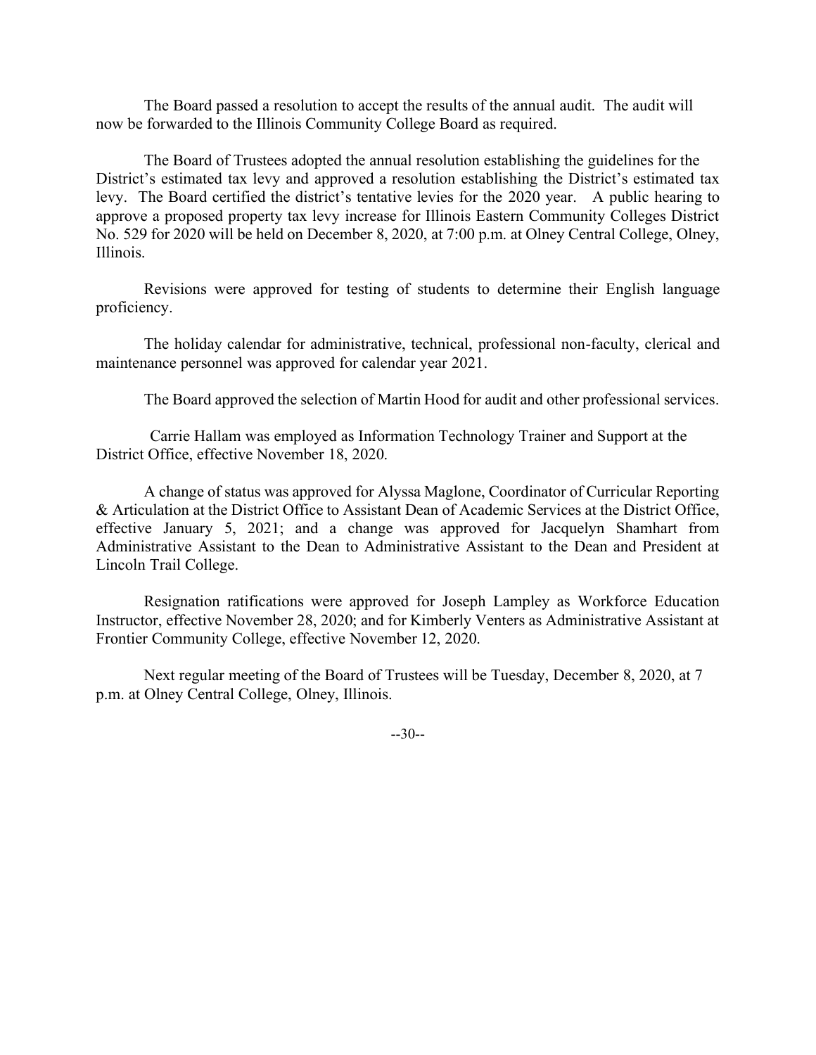The Board passed a resolution to accept the results of the annual audit. The audit will now be forwarded to the Illinois Community College Board as required.

The Board of Trustees adopted the annual resolution establishing the guidelines for the District's estimated tax levy and approved a resolution establishing the District's estimated tax levy. The Board certified the district's tentative levies for the 2020 year. A public hearing to approve a proposed property tax levy increase for Illinois Eastern Community Colleges District No. 529 for 2020 will be held on December 8, 2020, at 7:00 p.m. at Olney Central College, Olney, Illinois.

Revisions were approved for testing of students to determine their English language proficiency.

The holiday calendar for administrative, technical, professional non-faculty, clerical and maintenance personnel was approved for calendar year 2021.

The Board approved the selection of Martin Hood for audit and other professional services.

Carrie Hallam was employed as Information Technology Trainer and Support at the District Office, effective November 18, 2020.

A change of status was approved for Alyssa Maglone, Coordinator of Curricular Reporting & Articulation at the District Office to Assistant Dean of Academic Services at the District Office, effective January 5, 2021; and a change was approved for Jacquelyn Shamhart from Administrative Assistant to the Dean to Administrative Assistant to the Dean and President at Lincoln Trail College.

Resignation ratifications were approved for Joseph Lampley as Workforce Education Instructor, effective November 28, 2020; and for Kimberly Venters as Administrative Assistant at Frontier Community College, effective November 12, 2020.

Next regular meeting of the Board of Trustees will be Tuesday, December 8, 2020, at 7 p.m. at Olney Central College, Olney, Illinois.

--30--